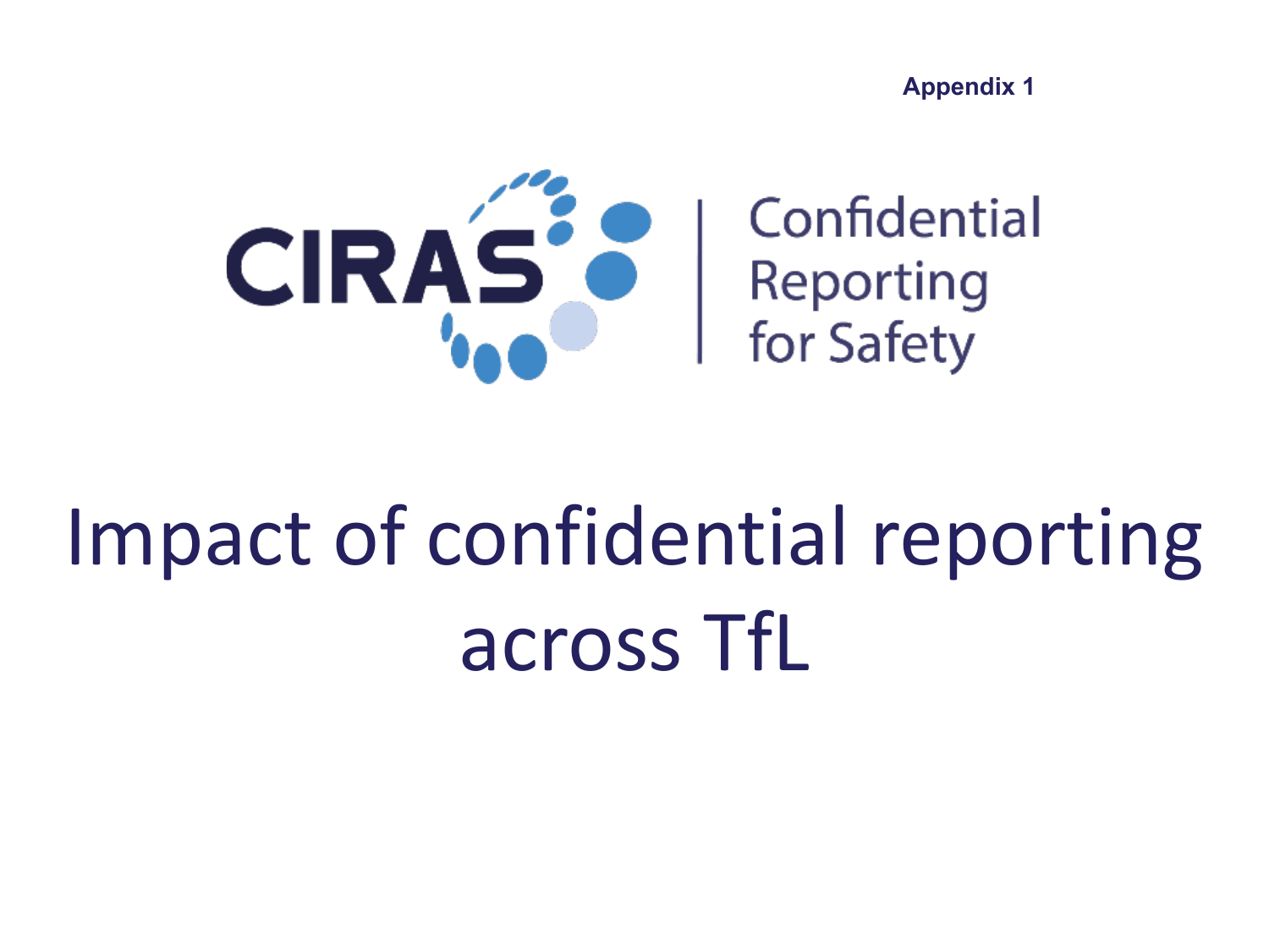Appendix 1

CIRAS | Confidential Reporting for Safety

# Impact of confidential reporting across TfL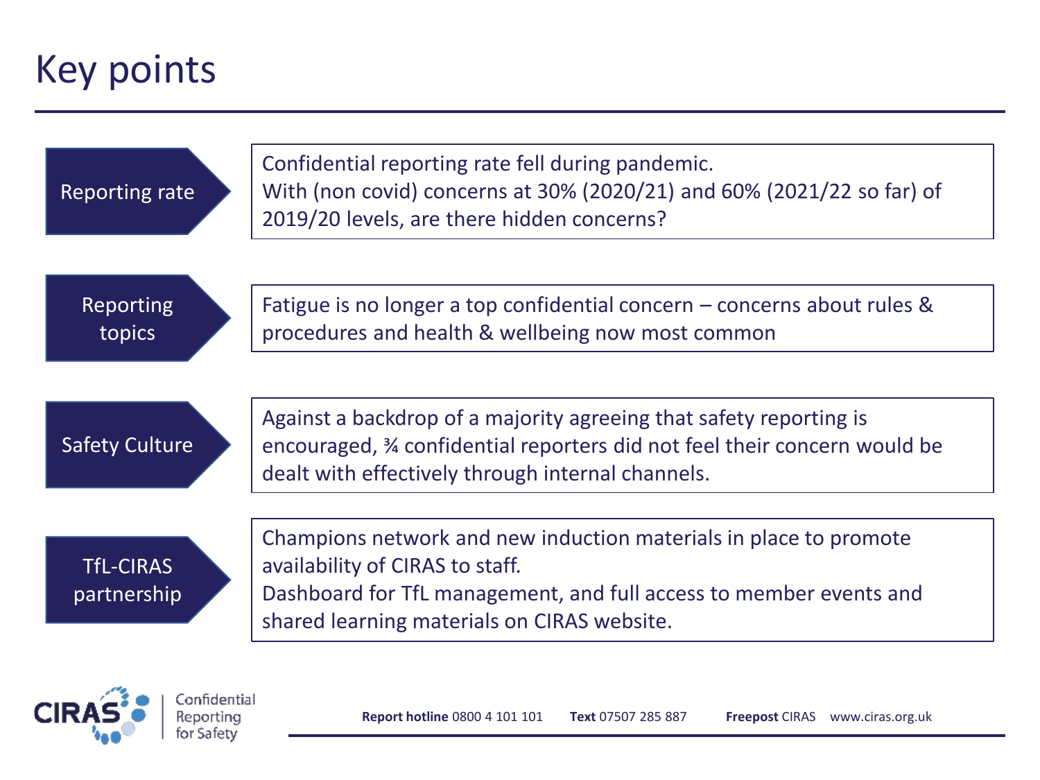# Key points

**Reporting rate**

Confidential reporting rate fell during pandemic.
With (non covid) concerns at 30% (2020/21) and 60% (2021/22 so far) of 2019/20 levels, are there hidden concerns?

**Reporting topics**

Fatigue is no longer a top confidential concern – concerns about rules & procedures and health & wellbeing now most common

**Safety Culture**

Against a backdrop of a majority agreeing that safety reporting is encouraged, ¾ confidential reporters did not feel their concern would be dealt with effectively through internal channels.

**TfL-CIRAS partnership**

Champions network and new induction materials in place to promote availability of CIRAS to staff.
Dashboard for TfL management, and full access to member events and shared learning materials on CIRAS website.

CIRAS Confidential Reporting for Safety

**Report hotline** 0800 4 101 101 **Text** 07507 285 887 **Freepost** CIRAS www.ciras.org.uk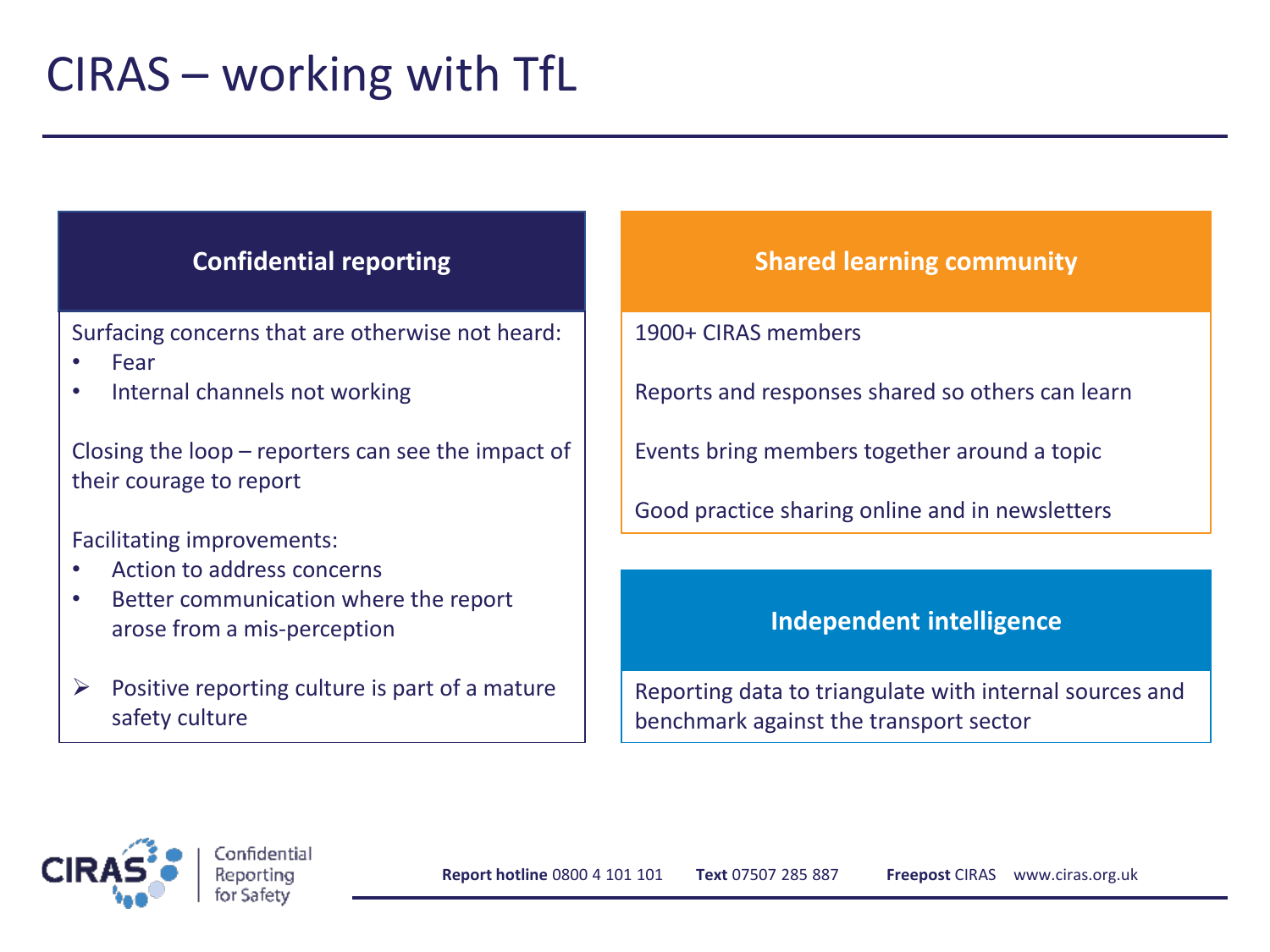# CIRAS – working with TfL

## Confidential reporting

Surfacing concerns that are otherwise not heard:

- Fear
- Internal channels not working

Closing the loop – reporters can see the impact of their courage to report

Facilitating improvements:

- Action to address concerns
- Better communication where the report arose from a mis-perception

➢ Positive reporting culture is part of a mature safety culture

## Shared learning community

1900+ CIRAS members

Reports and responses shared so others can learn

Events bring members together around a topic

Good practice sharing online and in newsletters

## Independent intelligence

Reporting data to triangulate with internal sources and benchmark against the transport sector

CIRAS Confidential Reporting for Safety

**Report hotline** 0800 4 101 101 **Text** 07507 285 887 **Freepost** CIRAS www.ciras.org.uk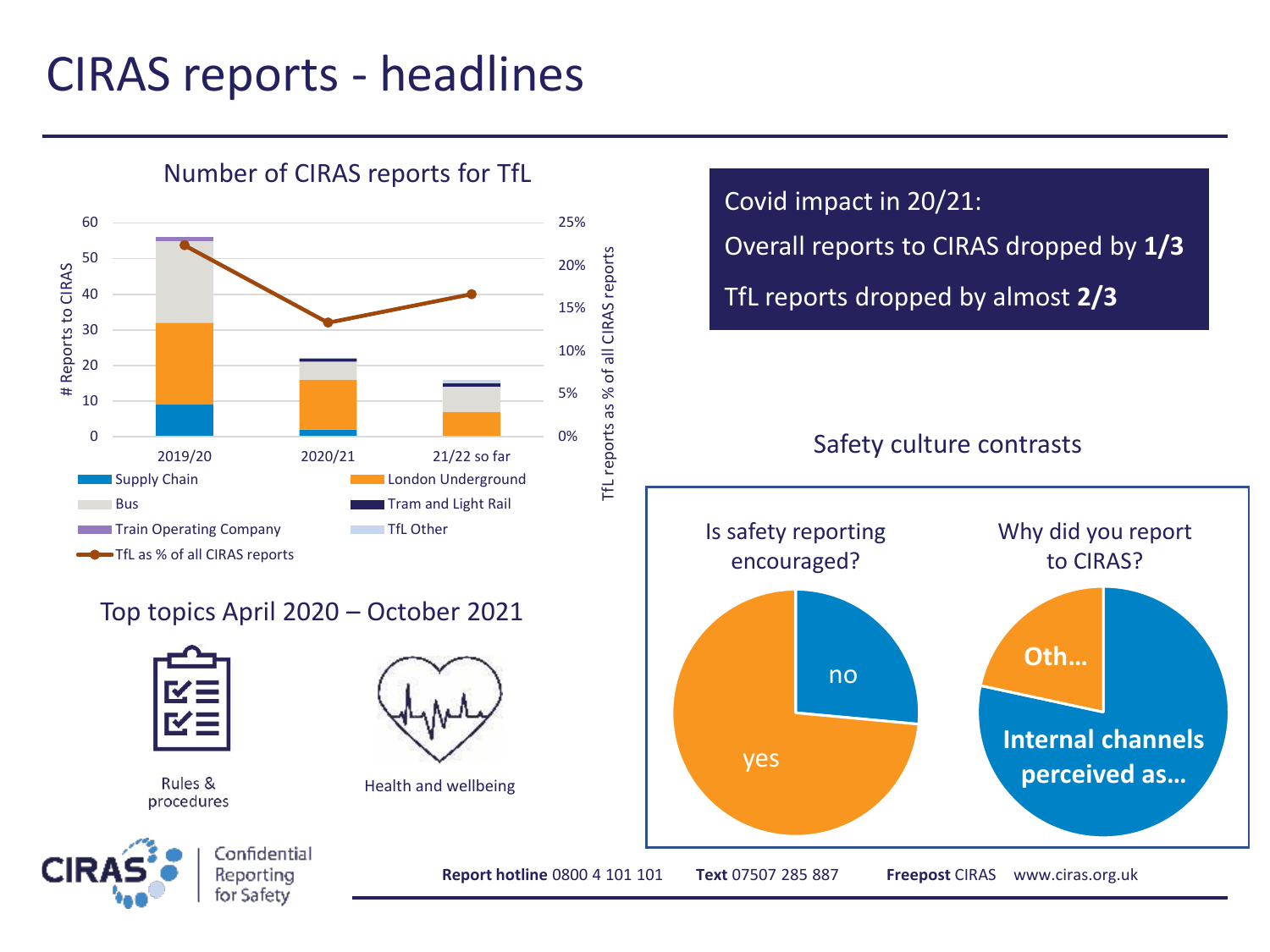# CIRAS reports - headlines

## Number of CIRAS reports for TfL

Legend: Supply Chain, London Underground, Bus, Tram and Light Rail, Train Operating Company, TfL Other, TfL as % of all CIRAS reports

Axes: # Reports to CIRAS (0–60); TfL reports as % of all CIRAS reports (0%–25%)

Categories: 2019/20, 2020/21, 21/22 so far

**Covid impact in 20/21:**

Overall reports to CIRAS dropped by **1/3**

TfL reports dropped by almost **2/3**

## Top topics April 2020 – October 2021

- Rules & procedures
- Health and wellbeing

## Safety culture contrasts

Is safety reporting encouraged? — yes / no

Why did you report to CIRAS? — Internal channels perceived as… / Oth…

**Report hotline** 0800 4 101 101 **Text** 07507 285 887 **Freepost** CIRAS www.ciras.org.uk

CIRAS Confidential Reporting for Safety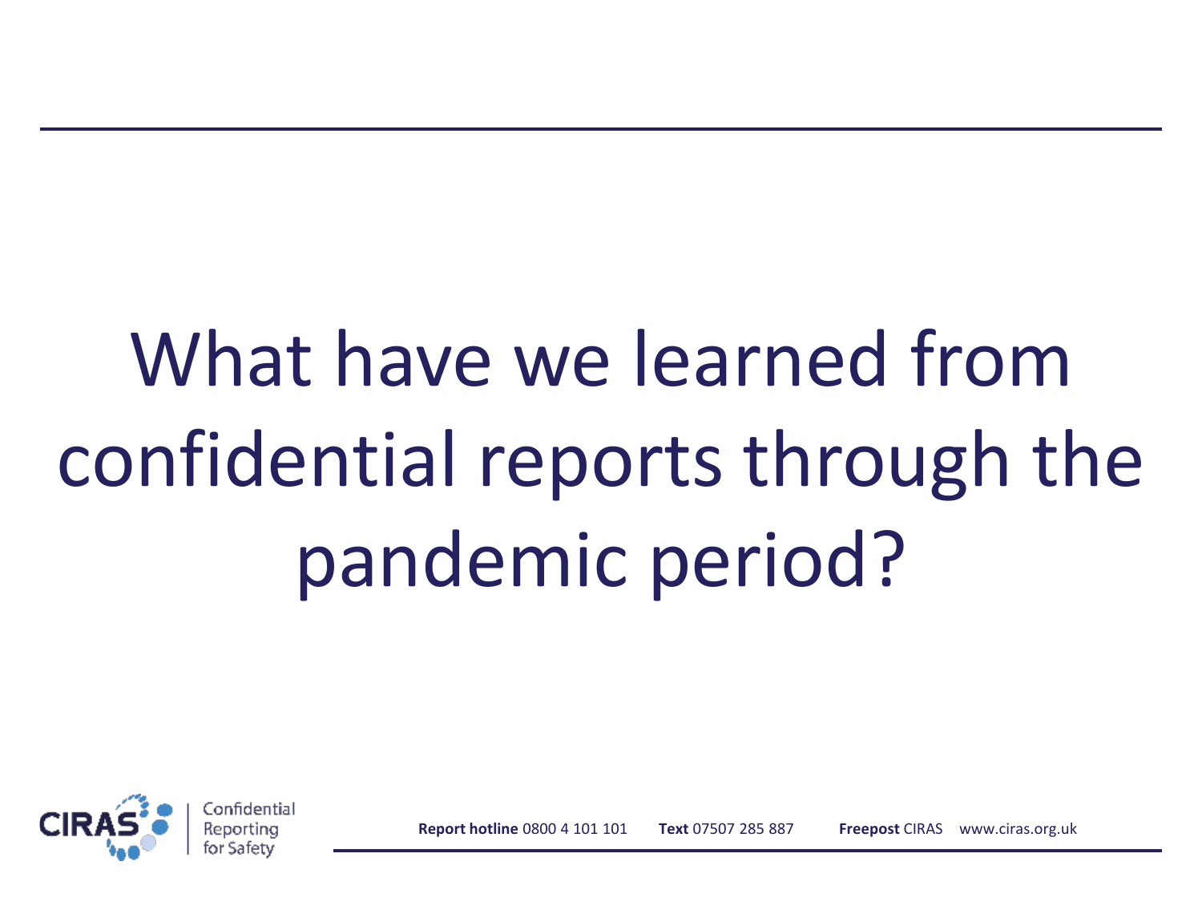# What have we learned from confidential reports through the pandemic period?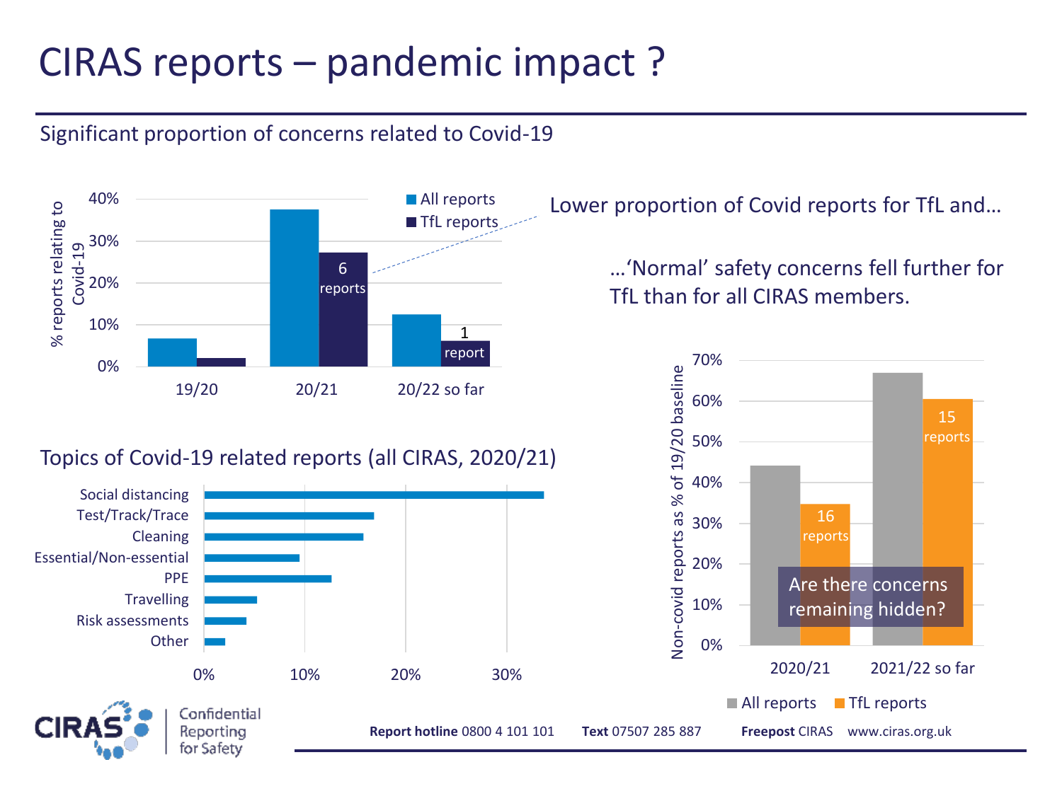# CIRAS reports – pandemic impact ?

Significant proportion of concerns related to Covid-19

% reports relating to Covid-19

| | All reports | TfL reports |
|---|---|---|
| 19/20 | ~7% | ~2% |
| 20/21 | ~37% | ~27% (6 reports) |
| 20/22 so far | ~12% | ~6% (1 report) |

Lower proportion of Covid reports for TfL and…

…'Normal' safety concerns fell further for TfL than for all CIRAS members.

## Topics of Covid-19 related reports (all CIRAS, 2020/21)

| Topic | % |
|---|---|
| Social distancing | ~34% |
| Test/Track/Trace | ~17% |
| Cleaning | ~16% |
| Essential/Non-essential | ~9% |
| PPE | ~13% |
| Travelling | ~5% |
| Risk assessments | ~4% |
| Other | ~2% |

Non-covid reports as % of 19/20 baseline

| | All reports | TfL reports |
|---|---|---|
| 2020/21 | ~44% | ~35% (16 reports) |
| 2021/22 so far | ~67% | ~60% (15 reports) |

Are there concerns remaining hidden?

**Report hotline** 0800 4 101 101 **Text** 07507 285 887 **Freepost** CIRAS www.ciras.org.uk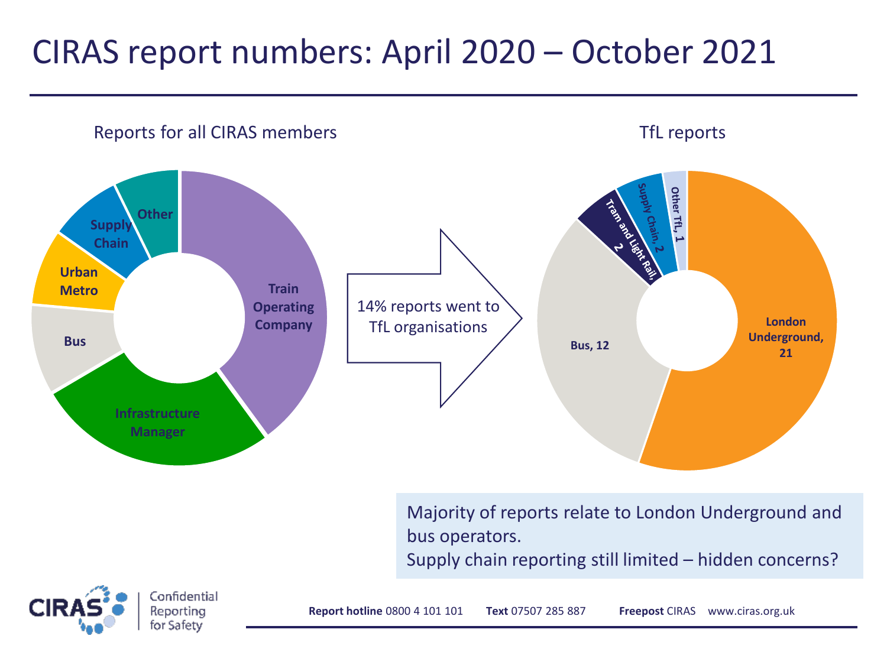# CIRAS report numbers: April 2020 – October 2021

Reports for all CIRAS members

- Train Operating Company
- Infrastructure Manager
- Bus
- Urban Metro
- Supply Chain
- Other

14% reports went to TfL organisations

TfL reports

- London Underground, 21
- Bus, 12
- Tram and Light Rail, 2
- Supply Chain, 2
- Other TfL, 1

Majority of reports relate to London Underground and bus operators.
Supply chain reporting still limited – hidden concerns?

**Report hotline** 0800 4 101 101 **Text** 07507 285 887 **Freepost** CIRAS www.ciras.org.uk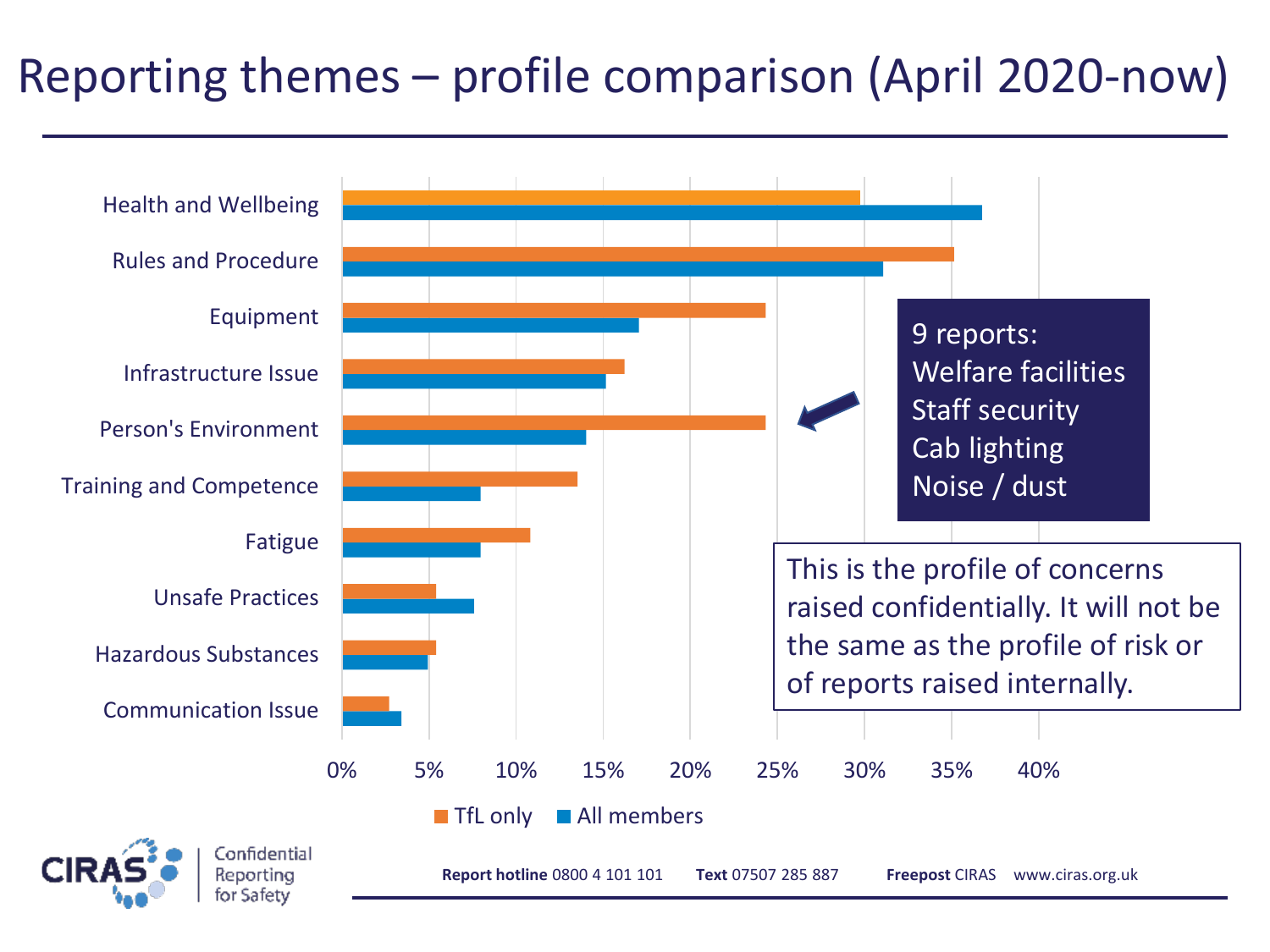# Reporting themes – profile comparison (April 2020-now)

| Theme | TfL only | All members |
|---|---|---|
| Health and Wellbeing | ~30% | ~37% |
| Rules and Procedure | ~35% | ~31% |
| Equipment | ~24% | ~17% |
| Infrastructure Issue | ~16% | ~15% |
| Person's Environment | ~24% | ~14% |
| Training and Competence | ~13.5% | ~8% |
| Fatigue | ~11% | ~8% |
| Unsafe Practices | ~5% | ~7.5% |
| Hazardous Substances | ~5% | ~5% |
| Communication Issue | ~2.5% | ~3% |

9 reports:
Welfare facilities
Staff security
Cab lighting
Noise / dust

This is the profile of concerns raised confidentially. It will not be the same as the profile of risk or of reports raised internally.

CIRAS Confidential Reporting for Safety

**Report hotline** 0800 4 101 101 **Text** 07507 285 887 **Freepost** CIRAS www.ciras.org.uk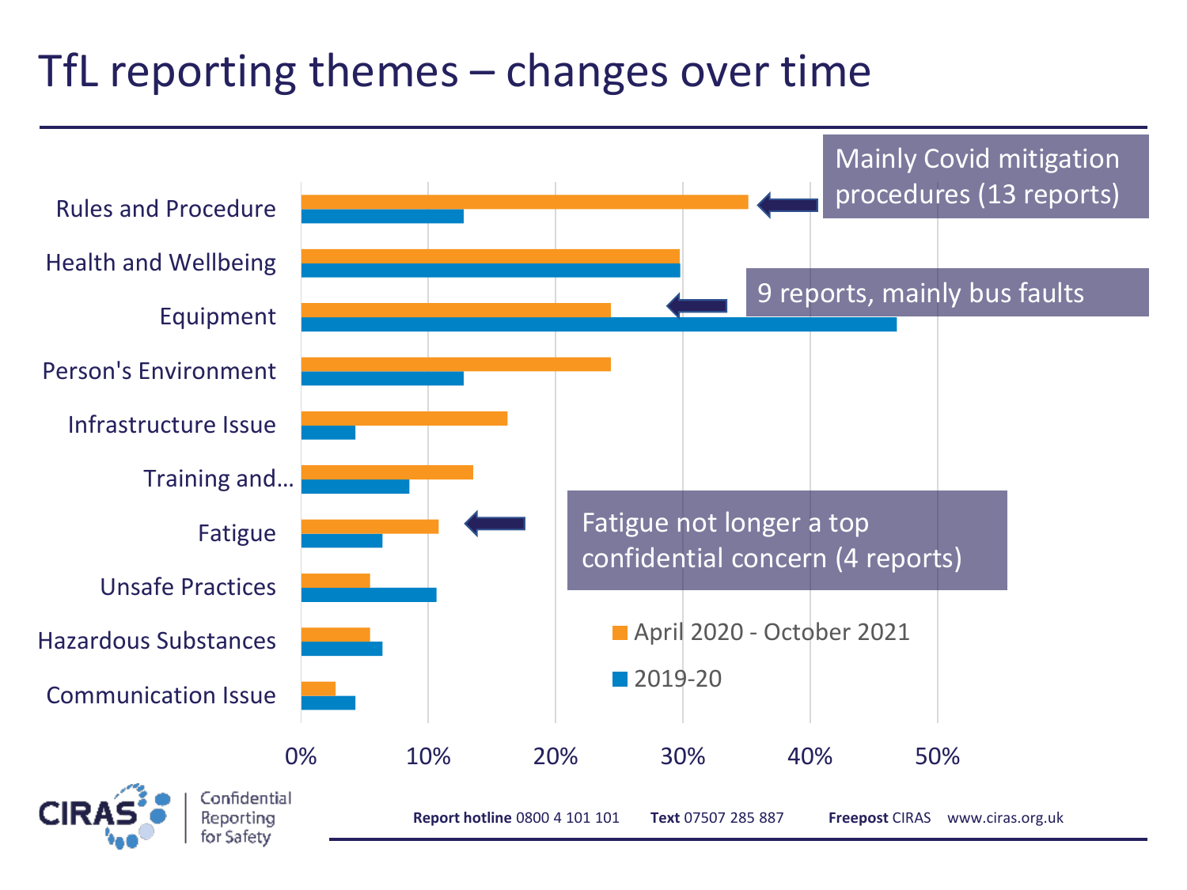# TfL reporting themes – changes over time

| Theme | April 2020 - October 2021 | 2019-20 |
|---|---|---|
| Rules and Procedure | ~35% | ~13% |
| Health and Wellbeing | ~30% | ~30% |
| Equipment | ~24% | ~47% |
| Person's Environment | ~24% | ~13% |
| Infrastructure Issue | ~16% | ~4% |
| Training and… | ~14% | ~9% |
| Fatigue | ~11% | ~6% |
| Unsafe Practices | ~5% | ~11% |
| Hazardous Substances | ~5% | ~6% |
| Communication Issue | ~3% | ~4% |

- Rules and Procedure: Mainly Covid mitigation procedures (13 reports)
- Equipment: 9 reports, mainly bus faults
- Fatigue: Fatigue not longer a top confidential concern (4 reports)

CIRAS Confidential Reporting for Safety

**Report hotline** 0800 4 101 101 **Text** 07507 285 887 **Freepost** CIRAS www.ciras.org.uk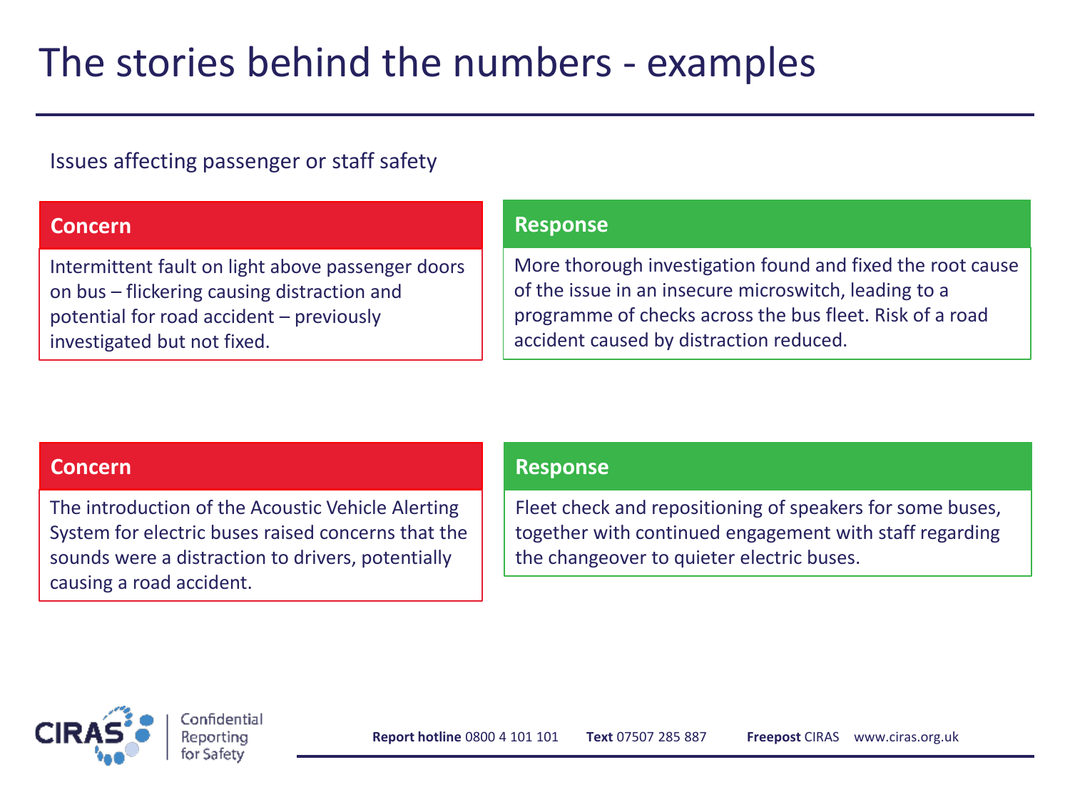# The stories behind the numbers - examples

Issues affecting passenger or staff safety

| Concern | Response |
| --- | --- |
| Intermittent fault on light above passenger doors on bus – flickering causing distraction and potential for road accident – previously investigated but not fixed. | More thorough investigation found and fixed the root cause of the issue in an insecure microswitch, leading to a programme of checks across the bus fleet. Risk of a road accident caused by distraction reduced. |
| The introduction of the Acoustic Vehicle Alerting System for electric buses raised concerns that the sounds were a distraction to drivers, potentially causing a road accident. | Fleet check and repositioning of speakers for some buses, together with continued engagement with staff regarding the changeover to quieter electric buses. |

CIRAS Confidential Reporting for Safety

**Report hotline** 0800 4 101 101 **Text** 07507 285 887 **Freepost** CIRAS www.ciras.org.uk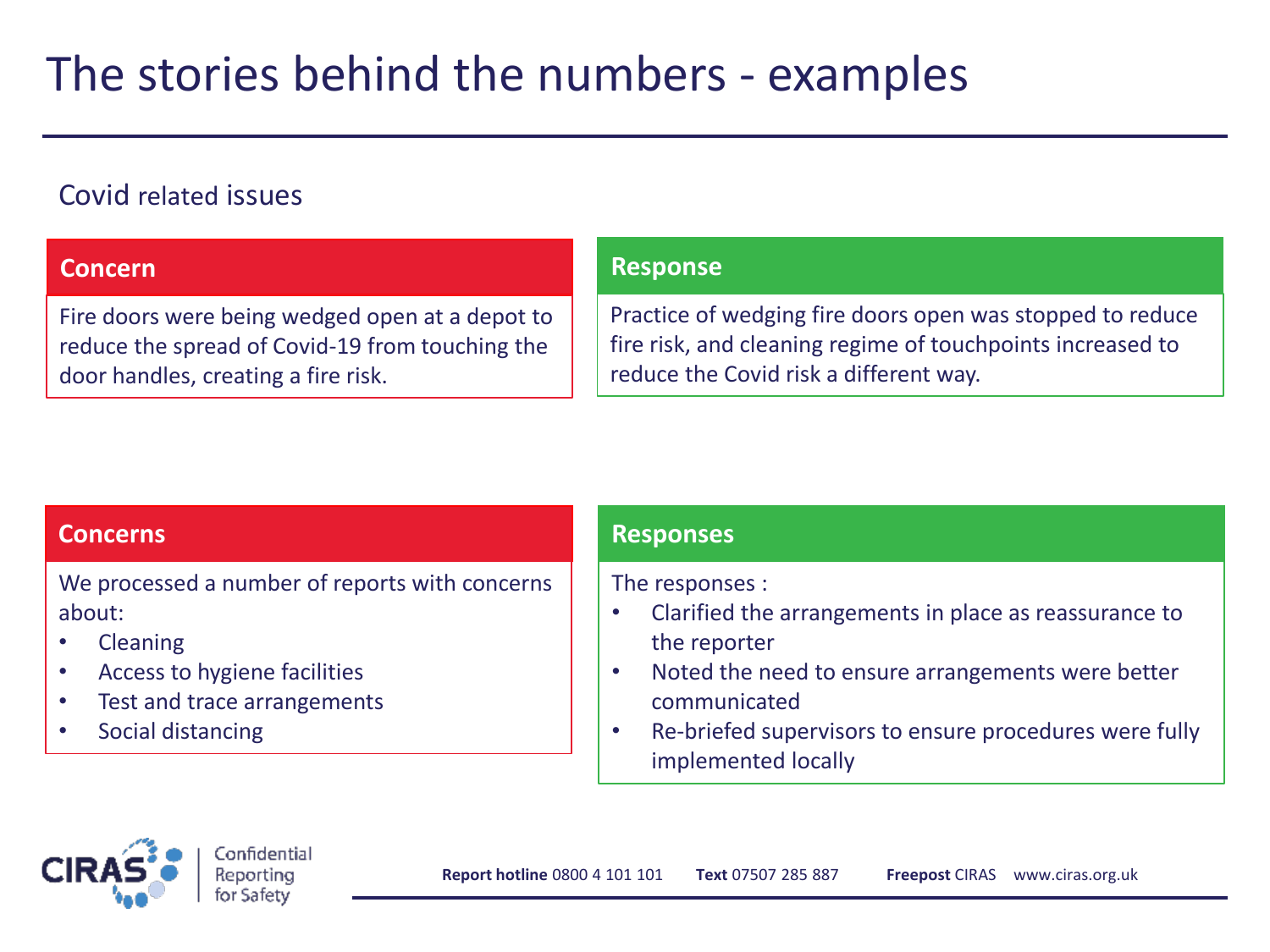# The stories behind the numbers - examples

Covid related issues

| Concern | Response |
| --- | --- |
| Fire doors were being wedged open at a depot to reduce the spread of Covid-19 from touching the door handles, creating a fire risk. | Practice of wedging fire doors open was stopped to reduce fire risk, and cleaning regime of touchpoints increased to reduce the Covid risk a different way. |

**Concerns**

We processed a number of reports with concerns about:

- Cleaning
- Access to hygiene facilities
- Test and trace arrangements
- Social distancing

**Responses**

The responses :

- Clarified the arrangements in place as reassurance to the reporter
- Noted the need to ensure arrangements were better communicated
- Re-briefed supervisors to ensure procedures were fully implemented locally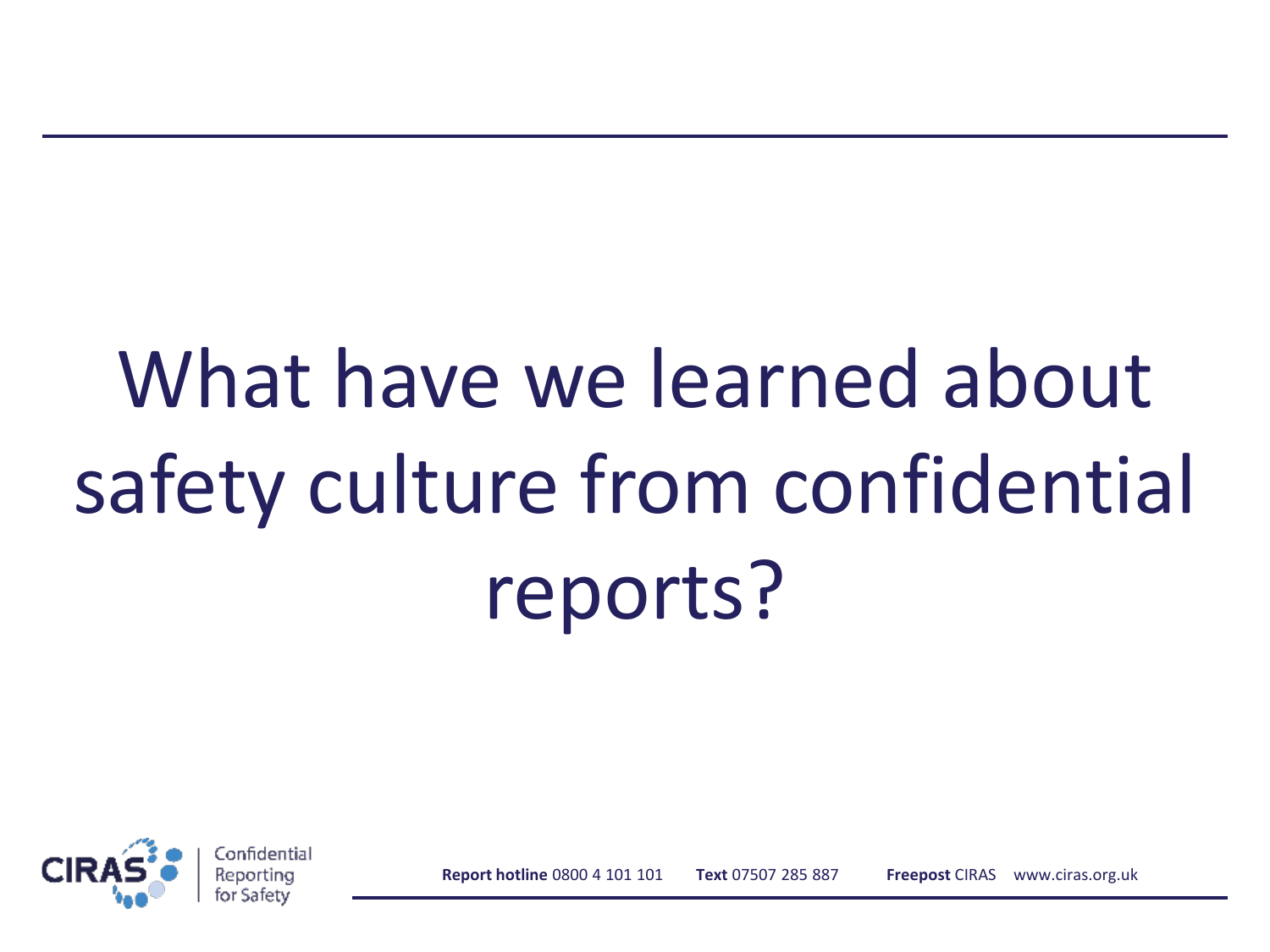# What have we learned about safety culture from confidential reports?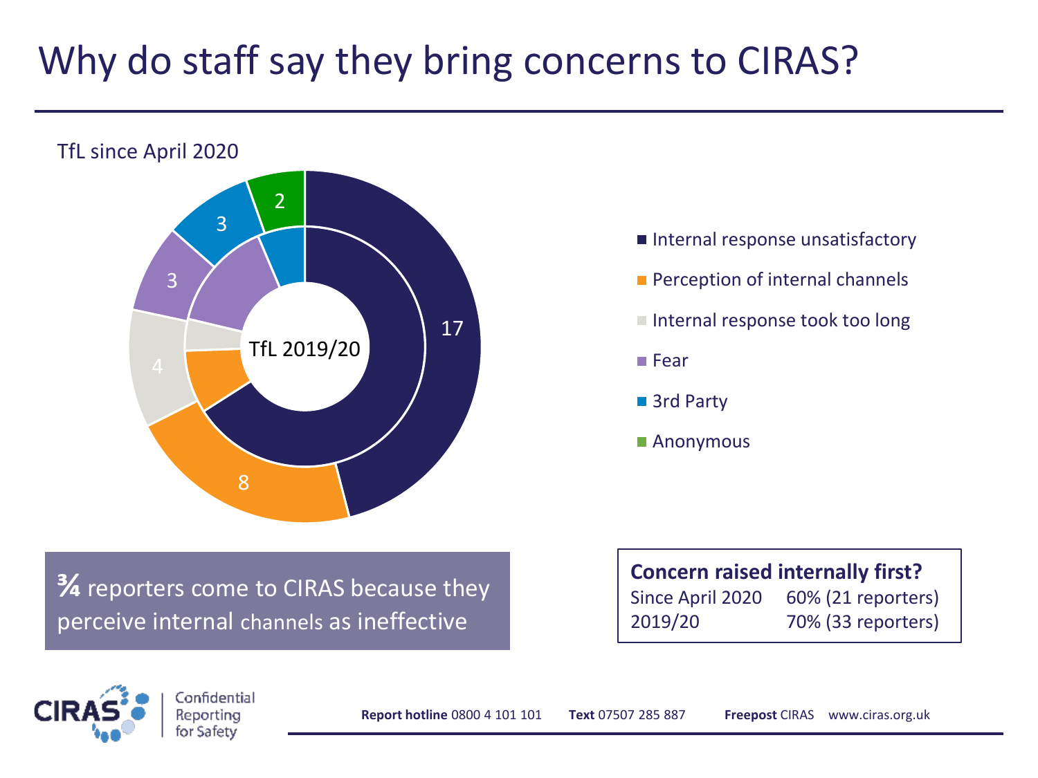# Why do staff say they bring concerns to CIRAS?

TfL since April 2020

TfL 2019/20

- Internal response unsatisfactory: 17
- Perception of internal channels: 8
- Internal response took too long: 4
- Fear: 3
- 3rd Party: 3
- Anonymous: 2

**¾** reporters come to CIRAS because they perceive internal channels as ineffective

**Concern raised internally first?**

| | |
|---|---|
| Since April 2020 | 60% (21 reporters) |
| 2019/20 | 70% (33 reporters) |

CIRAS Confidential Reporting for Safety

**Report hotline** 0800 4 101 101 **Text** 07507 285 887 **Freepost** CIRAS www.ciras.org.uk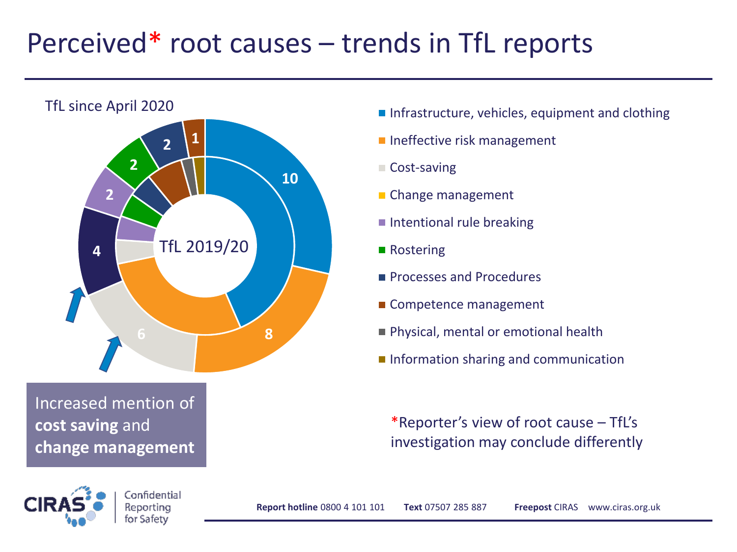# Perceived* root causes – trends in TfL reports

TfL since April 2020

TfL 2019/20

| Root cause | TfL since April 2020 |
|---|---|
| Infrastructure, vehicles, equipment and clothing | 10 |
| Ineffective risk management | 8 |
| Cost-saving | 6 |
| Change management | 4 |
| Intentional rule breaking | 2 |
| Rostering | 2 |
| Processes and Procedures | 2 |
| Competence management | 1 |
| Physical, mental or emotional health | |
| Information sharing and communication | |

Increased mention of **cost saving** and **change management**

*Reporter's view of root cause – TfL's investigation may conclude differently

CIRAS Confidential Reporting for Safety

**Report hotline** 0800 4 101 101 **Text** 07507 285 887 **Freepost** CIRAS www.ciras.org.uk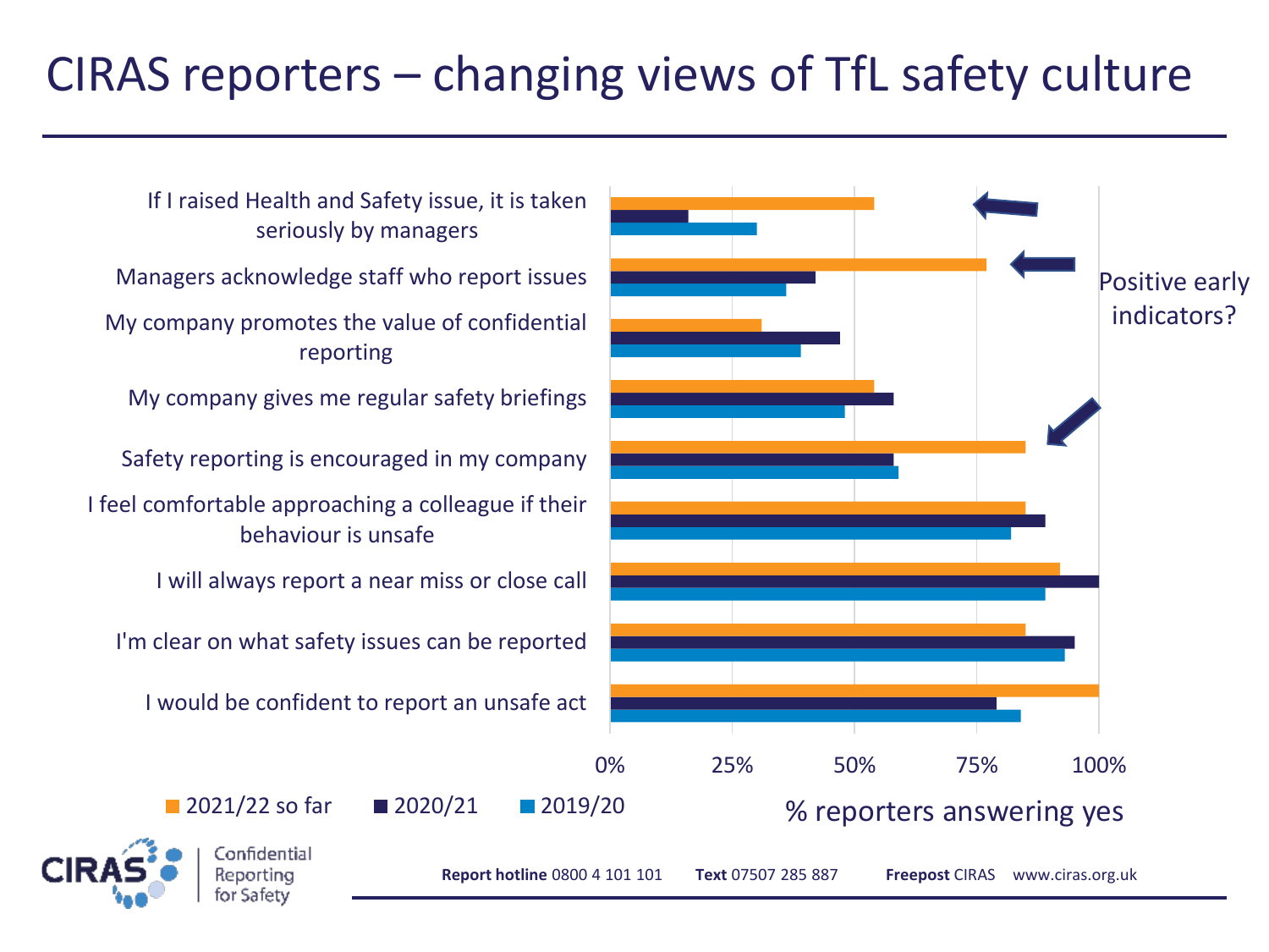# CIRAS reporters – changing views of TfL safety culture

| | 2021/22 so far | 2020/21 | 2019/20 |
|---|---|---|---|
| If I raised Health and Safety issue, it is taken seriously by managers | | | |
| Managers acknowledge staff who report issues | | | |
| My company promotes the value of confidential reporting | | | |
| My company gives me regular safety briefings | | | |
| Safety reporting is encouraged in my company | | | |
| I feel comfortable approaching a colleague if their behaviour is unsafe | | | |
| I will always report a near miss or close call | | | |
| I'm clear on what safety issues can be reported | | | |
| I would be confident to report an unsafe act | | | |

% reporters answering yes (0%, 25%, 50%, 75%, 100%)

Positive early indicators?

**Report hotline** 0800 4 101 101 **Text** 07507 285 887 **Freepost** CIRAS www.ciras.org.uk

CIRAS Confidential Reporting for Safety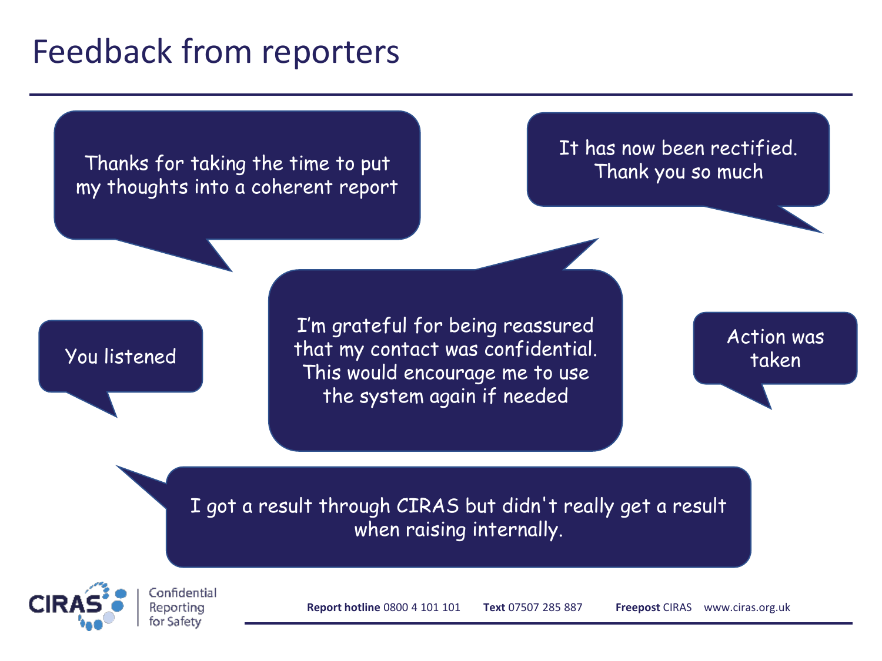# Feedback from reporters

Thanks for taking the time to put my thoughts into a coherent report

It has now been rectified. Thank you so much

You listened

I'm grateful for being reassured that my contact was confidential. This would encourage me to use the system again if needed

Action was taken

I got a result through CIRAS but didn't really get a result when raising internally.

CIRAS Confidential Reporting for Safety

**Report hotline** 0800 4 101 101 **Text** 07507 285 887 **Freepost** CIRAS www.ciras.org.uk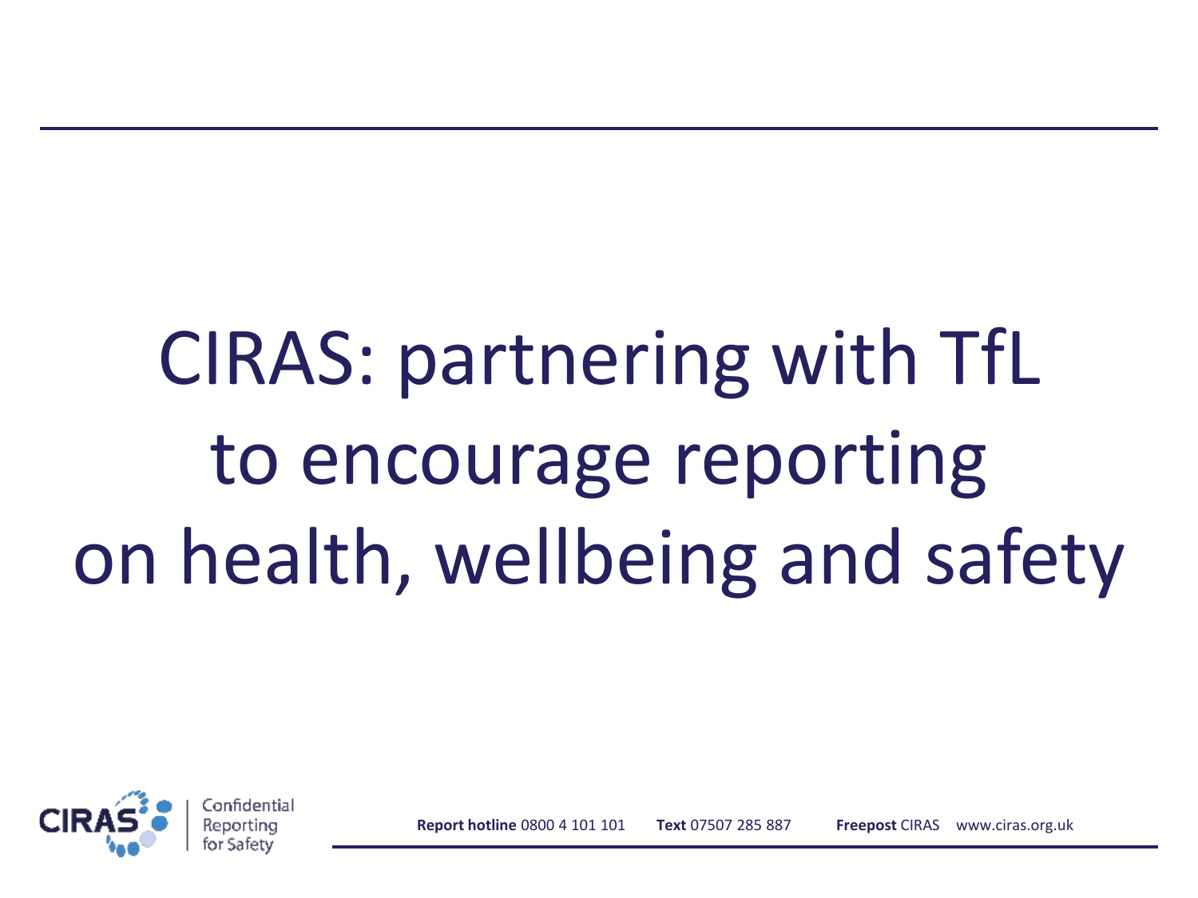# CIRAS: partnering with TfL to encourage reporting on health, wellbeing and safety

CIRAS Confidential Reporting for Safety

**Report hotline** 0800 4 101 101 **Text** 07507 285 887 **Freepost** CIRAS www.ciras.org.uk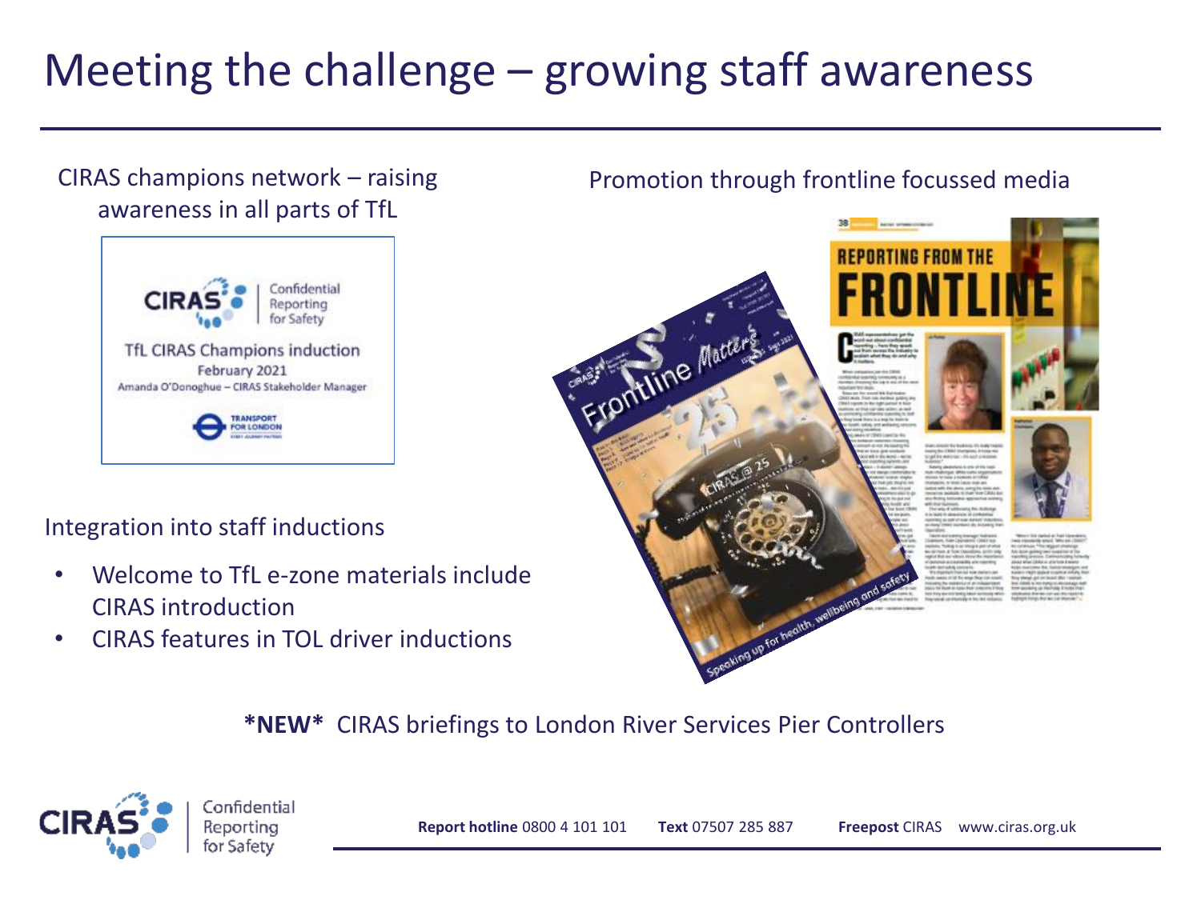# Meeting the challenge – growing staff awareness

CIRAS champions network – raising awareness in all parts of TfL

TfL CIRAS Champions induction
February 2021
Amanda O'Donoghue – CIRAS Stakeholder Manager

Integration into staff inductions

- Welcome to TfL e-zone materials include CIRAS introduction
- CIRAS features in TOL driver inductions

Promotion through frontline focussed media

**\*NEW\*** CIRAS briefings to London River Services Pier Controllers

**Report hotline** 0800 4 101 101 **Text** 07507 285 887 **Freepost** CIRAS www.ciras.org.uk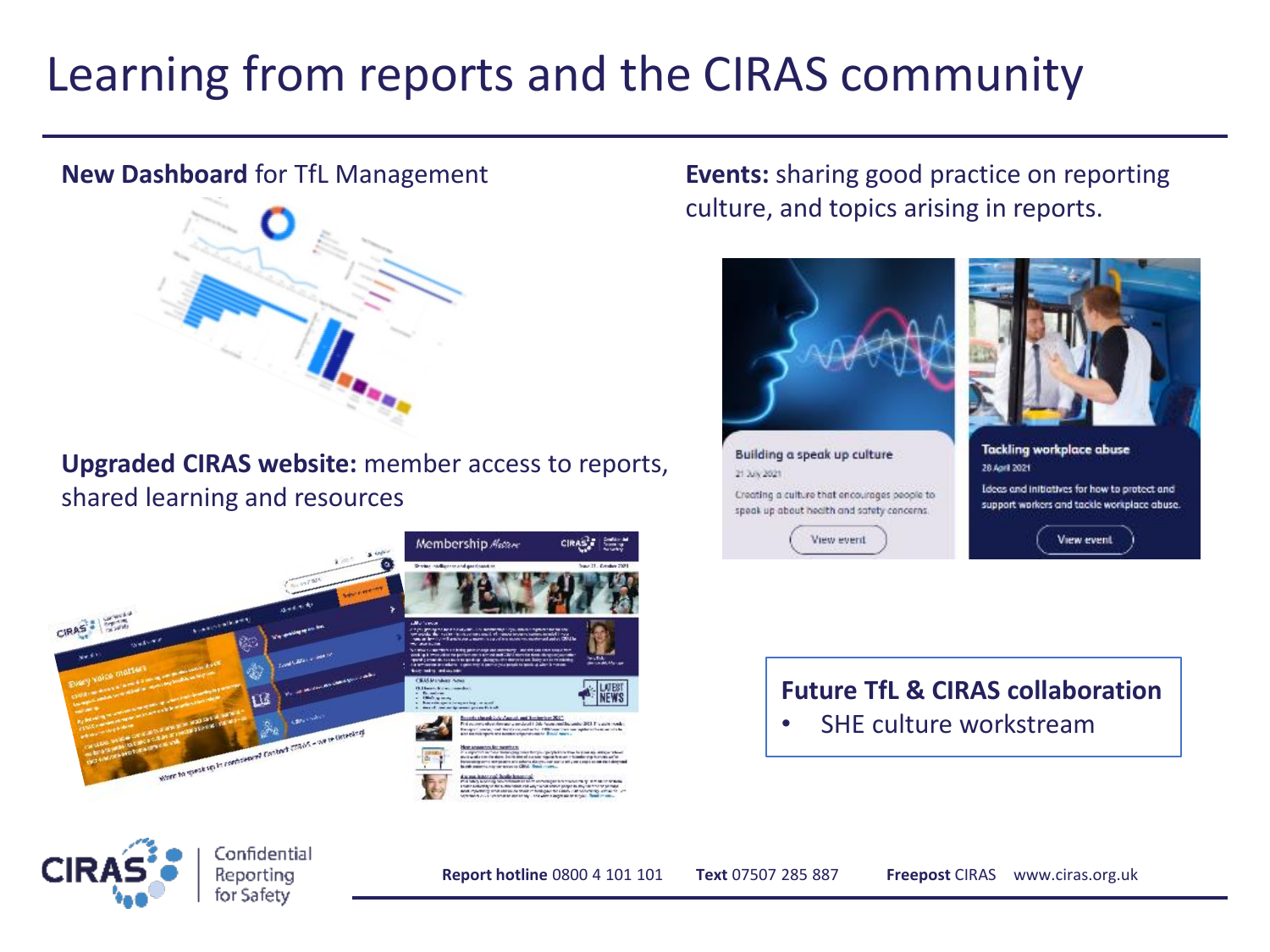# Learning from reports and the CIRAS community

**New Dashboard** for TfL Management

**Upgraded CIRAS website:** member access to reports, shared learning and resources

**Events:** sharing good practice on reporting culture, and topics arising in reports.

Building a speak up culture
21 July 2021
Creating a culture that encourages people to speak up about health and safety concerns.
View event

Tackling workplace abuse
28 April 2021
Ideas and initiatives for how to protect and support workers and tackle workplace abuse.
View event

**Future TfL & CIRAS collaboration**

- SHE culture workstream

**Report hotline** 0800 4 101 101 **Text** 07507 285 887 **Freepost** CIRAS www.ciras.org.uk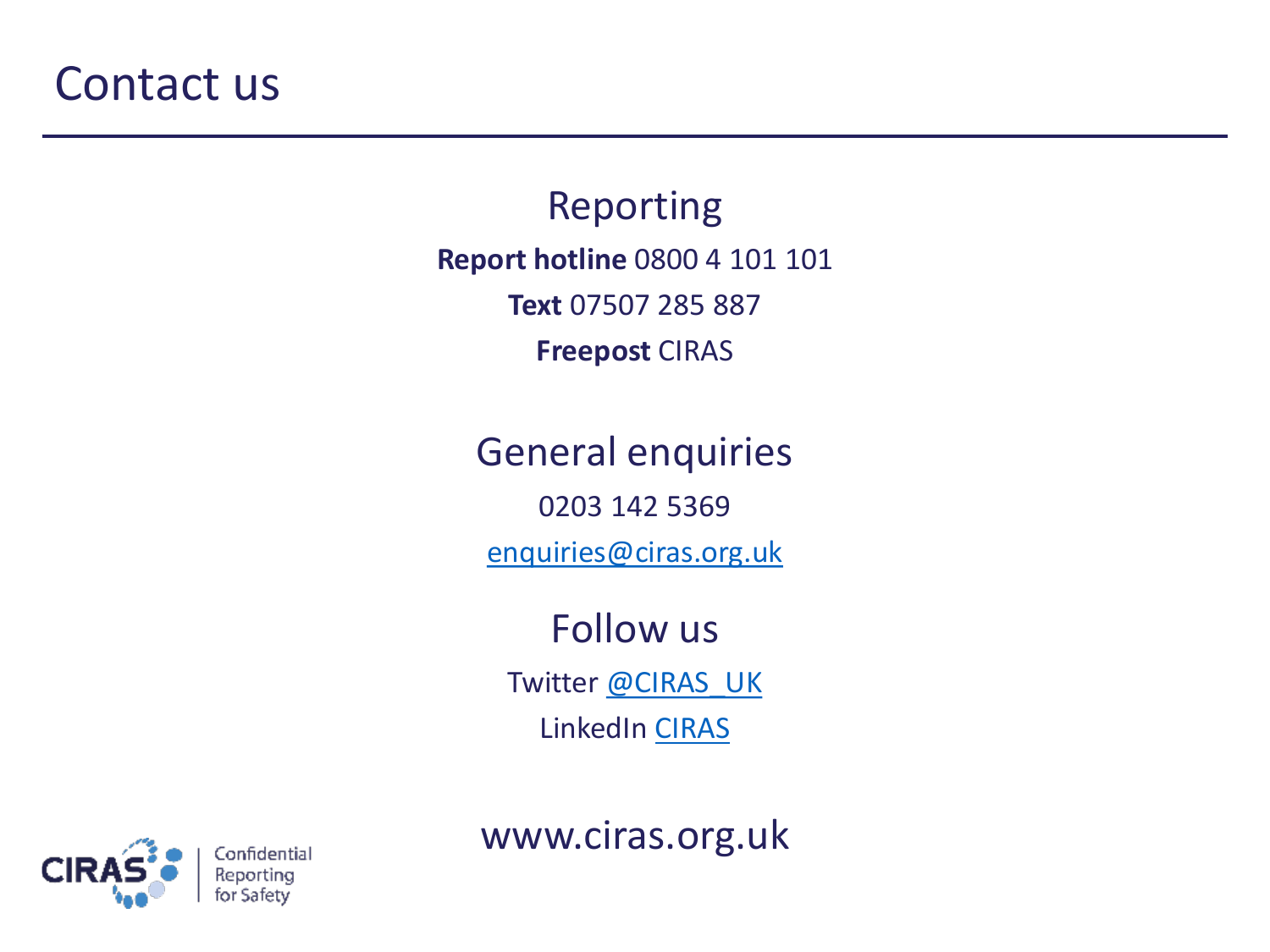# Contact us

## Reporting

**Report hotline** 0800 4 101 101

**Text** 07507 285 887

**Freepost** CIRAS

## General enquiries

0203 142 5369

enquiries@ciras.org.uk

## Follow us

Twitter @CIRAS_UK

LinkedIn CIRAS

www.ciras.org.uk

CIRAS Confidential Reporting for Safety